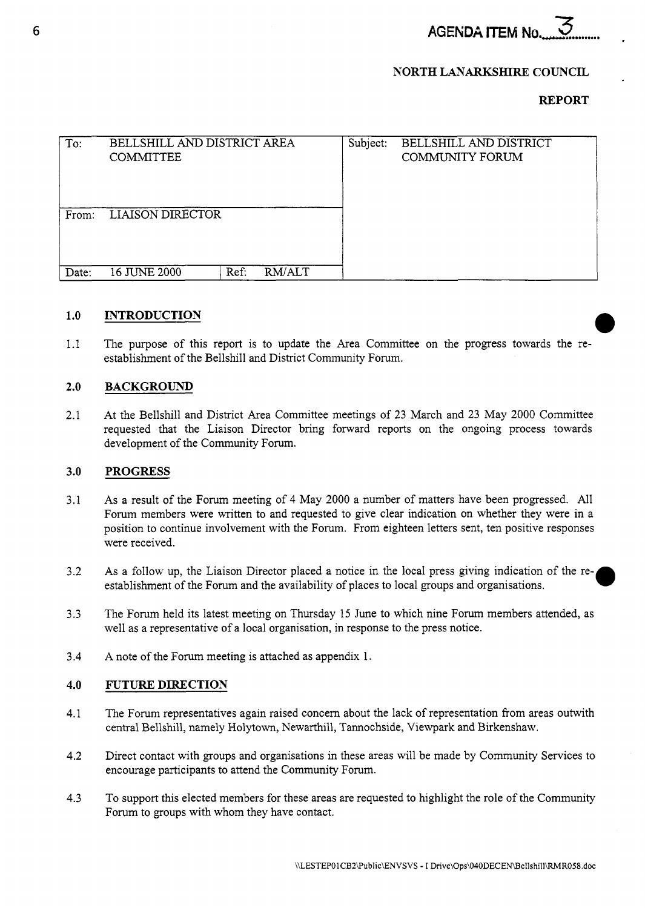**AGENDA ITEM No. 3**

**NORTH LANARKSHIRE COUNCIL**

**REPORT**

| To: | BELLSHILL AND DISTRICT AREA COMMITTEE | | | Subject: | BELLSHILL AND DISTRICT COMMUNITY FORUM |
|---|---|---|---|---|---|
| From: | LIAISON DIRECTOR | | | | |
| Date: | 16 JUNE 2000 | Ref: | RM/ALT | | |

## 1.0 INTRODUCTION

1.1 The purpose of this report is to update the Area Committee on the progress towards the re-establishment of the Bellshill and District Community Forum.

## 2.0 BACKGROUND

2.1 At the Bellshill and District Area Committee meetings of 23 March and 23 May 2000 Committee requested that the Liaison Director bring forward reports on the ongoing process towards development of the Community Forum.

## 3.0 PROGRESS

3.1 As a result of the Forum meeting of 4 May 2000 a number of matters have been progressed. All Forum members were written to and requested to give clear indication on whether they were in a position to continue involvement with the Forum. From eighteen letters sent, ten positive responses were received.

3.2 As a follow up, the Liaison Director placed a notice in the local press giving indication of the re-establishment of the Forum and the availability of places to local groups and organisations.

3.3 The Forum held its latest meeting on Thursday 15 June to which nine Forum members attended, as well as a representative of a local organisation, in response to the press notice.

3.4 A note of the Forum meeting is attached as appendix 1.

## 4.0 FUTURE DIRECTION

4.1 The Forum representatives again raised concern about the lack of representation from areas outwith central Bellshill, namely Holytown, Newarthill, Tannochside, Viewpark and Birkenshaw.

4.2 Direct contact with groups and organisations in these areas will be made by Community Services to encourage participants to attend the Community Forum.

4.3 To support this elected members for these areas are requested to highlight the role of the Community Forum to groups with whom they have contact.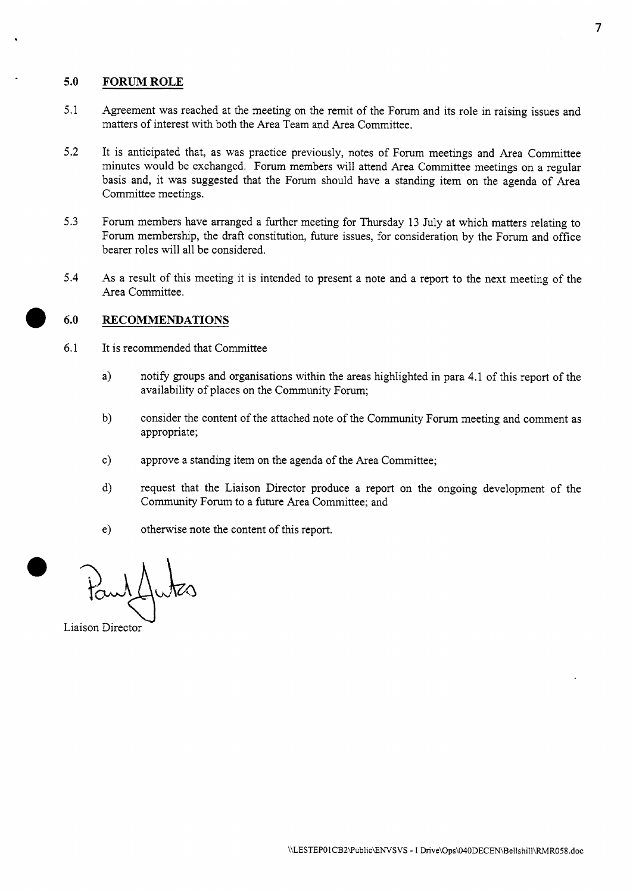## 5.0 FORUM ROLE

5.1 Agreement was reached at the meeting on the remit of the Forum and its role in raising issues and matters of interest with both the Area Team and Area Committee.

5.2 It is anticipated that, as was practice previously, notes of Forum meetings and Area Committee minutes would be exchanged. Forum members will attend Area Committee meetings on a regular basis and, it was suggested that the Forum should have a standing item on the agenda of Area Committee meetings.

5.3 Forum members have arranged a further meeting for Thursday 13 July at which matters relating to Forum membership, the draft constitution, future issues, for consideration by the Forum and office bearer roles will all be considered.

5.4 As a result of this meeting it is intended to present a note and a report to the next meeting of the Area Committee.

## 6.0 RECOMMENDATIONS

6.1 It is recommended that Committee

a) notify groups and organisations within the areas highlighted in para 4.1 of this report of the availability of places on the Community Forum;

b) consider the content of the attached note of the Community Forum meeting and comment as appropriate;

c) approve a standing item on the agenda of the Area Committee;

d) request that the Liaison Director produce a report on the ongoing development of the Community Forum to a future Area Committee; and

e) otherwise note the content of this report.

Paul Jukes

Liaison Director

\\LESTEP01CB2\Public\ENVSVS - I Drive\Ops\040DECEN\Bellshill\RMR058.doc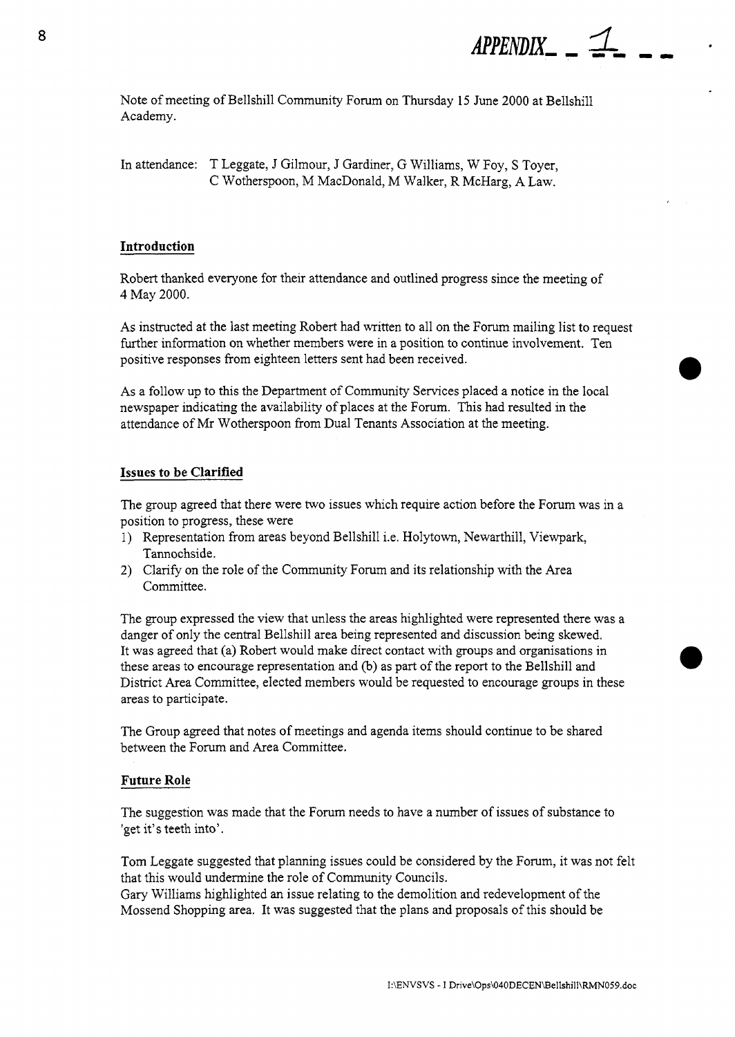APPENDIX 1

Note of meeting of Bellshill Community Forum on Thursday 15 June 2000 at Bellshill Academy.

In attendance: T Leggate, J Gilmour, J Gardiner, G Williams, W Foy, S Toyer, C Wotherspoon, M MacDonald, M Walker, R McHarg, A Law.

**Introduction**

Robert thanked everyone for their attendance and outlined progress since the meeting of 4 May 2000.

As instructed at the last meeting Robert had written to all on the Forum mailing list to request further information on whether members were in a position to continue involvement. Ten positive responses from eighteen letters sent had been received.

As a follow up to this the Department of Community Services placed a notice in the local newspaper indicating the availability of places at the Forum. This had resulted in the attendance of Mr Wotherspoon from Dual Tenants Association at the meeting.

**Issues to be Clarified**

The group agreed that there were two issues which require action before the Forum was in a position to progress, these were

1) Representation from areas beyond Bellshill i.e. Holytown, Newarthill, Viewpark, Tannochside.
2) Clarify on the role of the Community Forum and its relationship with the Area Committee.

The group expressed the view that unless the areas highlighted were represented there was a danger of only the central Bellshill area being represented and discussion being skewed. It was agreed that (a) Robert would make direct contact with groups and organisations in these areas to encourage representation and (b) as part of the report to the Bellshill and District Area Committee, elected members would be requested to encourage groups in these areas to participate.

The Group agreed that notes of meetings and agenda items should continue to be shared between the Forum and Area Committee.

**Future Role**

The suggestion was made that the Forum needs to have a number of issues of substance to 'get it's teeth into'.

Tom Leggate suggested that planning issues could be considered by the Forum, it was not felt that this would undermine the role of Community Councils.
Gary Williams highlighted an issue relating to the demolition and redevelopment of the Mossend Shopping area. It was suggested that the plans and proposals of this should be

I:\ENVSVS - I Drive\Ops\040DECEN\Bellshill\RMN059.doc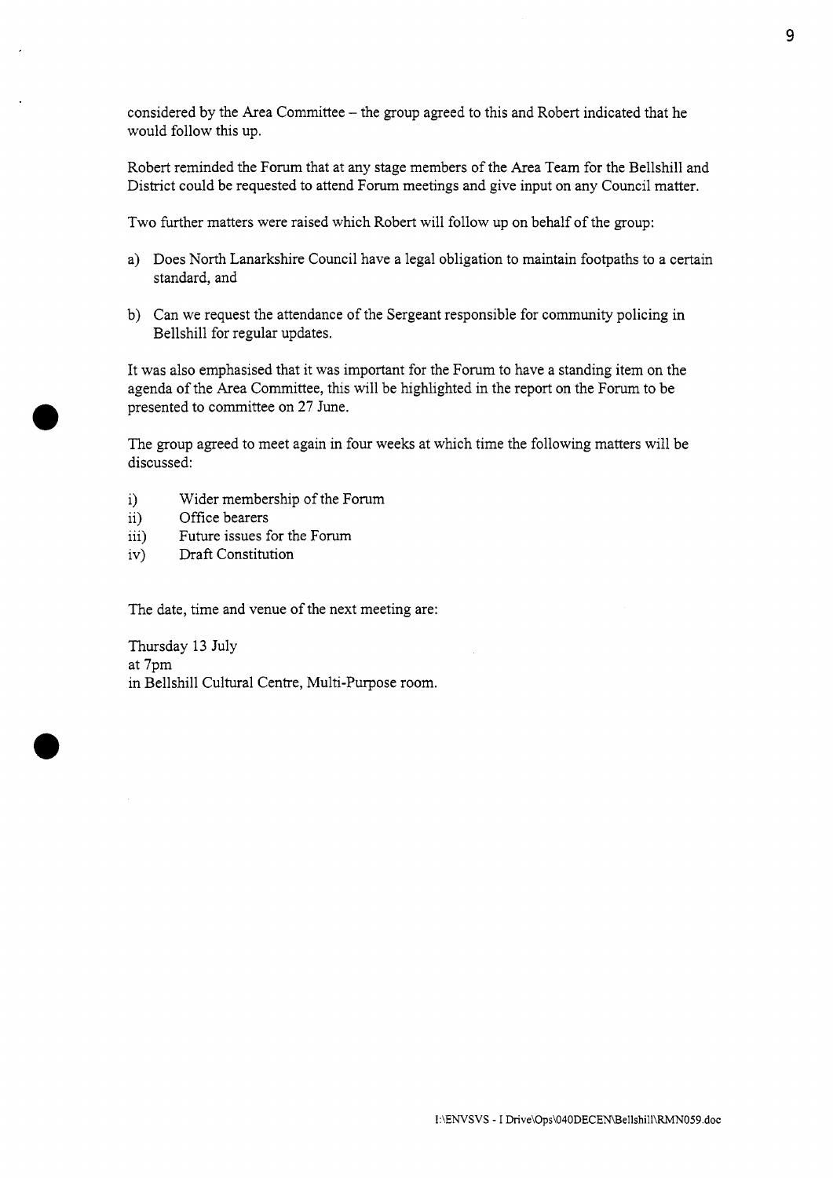considered by the Area Committee – the group agreed to this and Robert indicated that he would follow this up.

Robert reminded the Forum that at any stage members of the Area Team for the Bellshill and District could be requested to attend Forum meetings and give input on any Council matter.

Two further matters were raised which Robert will follow up on behalf of the group:

a) Does North Lanarkshire Council have a legal obligation to maintain footpaths to a certain standard, and

b) Can we request the attendance of the Sergeant responsible for community policing in Bellshill for regular updates.

It was also emphasised that it was important for the Forum to have a standing item on the agenda of the Area Committee, this will be highlighted in the report on the Forum to be presented to committee on 27 June.

The group agreed to meet again in four weeks at which time the following matters will be discussed:

i) Wider membership of the Forum
ii) Office bearers
iii) Future issues for the Forum
iv) Draft Constitution

The date, time and venue of the next meeting are:

Thursday 13 July
at 7pm
in Bellshill Cultural Centre, Multi-Purpose room.

I:\ENVSVS - I Drive\Ops\040DECEN\Bellshill\RMN059.doc